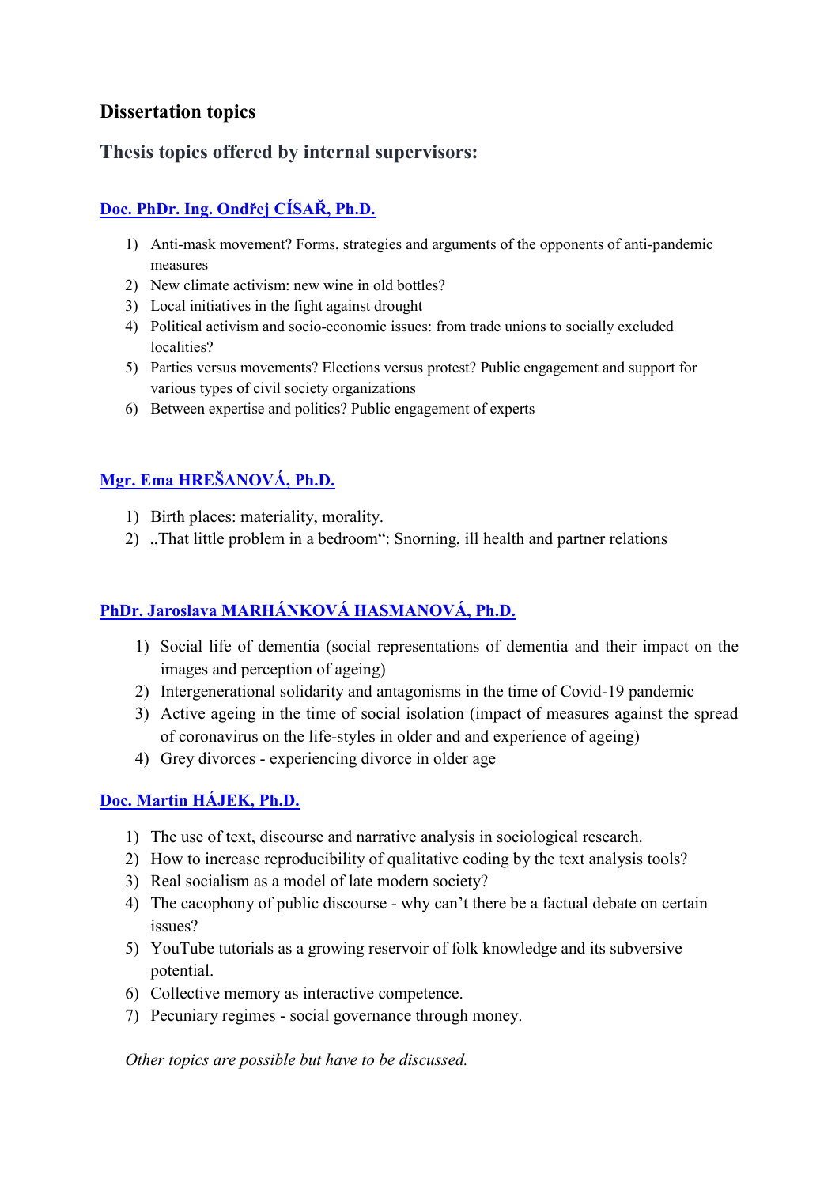# Dissertation topics

## Thesis topics offered by internal supervisors:

### Doc. PhDr. Ing. Ondřej CÍSAŘ, Ph.D.

1) Anti-mask movement? Forms, strategies and arguments of the opponents of anti-pandemic measures
2) New climate activism: new wine in old bottles?
3) Local initiatives in the fight against drought
4) Political activism and socio-economic issues: from trade unions to socially excluded localities?
5) Parties versus movements? Elections versus protest? Public engagement and support for various types of civil society organizations
6) Between expertise and politics? Public engagement of experts

### Mgr. Ema HREŠANOVÁ, Ph.D.

1) Birth places: materiality, morality.
2) „That little problem in a bedroom“: Snorning, ill health and partner relations

### PhDr. Jaroslava MARHÁNKOVÁ HASMANOVÁ, Ph.D.

1) Social life of dementia (social representations of dementia and their impact on the images and perception of ageing)
2) Intergenerational solidarity and antagonisms in the time of Covid-19 pandemic
3) Active ageing in the time of social isolation (impact of measures against the spread of coronavirus on the life-styles in older and and experience of ageing)
4) Grey divorces - experiencing divorce in older age

### Doc. Martin HÁJEK, Ph.D.

1) The use of text, discourse and narrative analysis in sociological research.
2) How to increase reproducibility of qualitative coding by the text analysis tools?
3) Real socialism as a model of late modern society?
4) The cacophony of public discourse - why can't there be a factual debate on certain issues?
5) YouTube tutorials as a growing reservoir of folk knowledge and its subversive potential.
6) Collective memory as interactive competence.
7) Pecuniary regimes - social governance through money.

*Other topics are possible but have to be discussed.*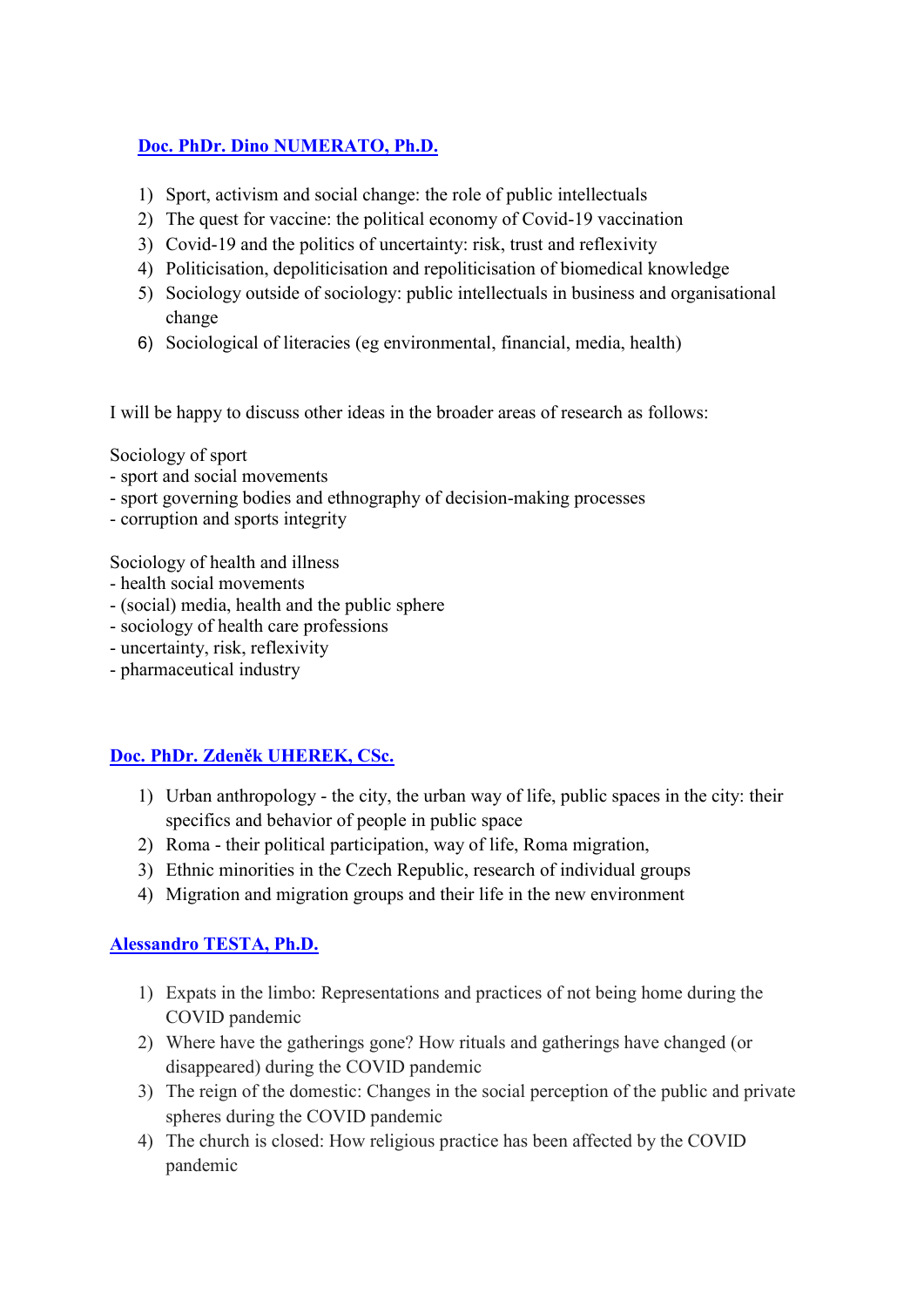## [Doc. PhDr. Dino NUMERATO, Ph.D.]

1) Sport, activism and social change: the role of public intellectuals
2) The quest for vaccine: the political economy of Covid-19 vaccination
3) Covid-19 and the politics of uncertainty: risk, trust and reflexivity
4) Politicisation, depoliticisation and repoliticisation of biomedical knowledge
5) Sociology outside of sociology: public intellectuals in business and organisational change
6) Sociological of literacies (eg environmental, financial, media, health)

I will be happy to discuss other ideas in the broader areas of research as follows:

Sociology of sport
- sport and social movements
- sport governing bodies and ethnography of decision-making processes
- corruption and sports integrity

Sociology of health and illness
- health social movements
- (social) media, health and the public sphere
- sociology of health care professions
- uncertainty, risk, reflexivity
- pharmaceutical industry

## [Doc. PhDr. Zdeněk UHEREK, CSc.]

1) Urban anthropology - the city, the urban way of life, public spaces in the city: their specifics and behavior of people in public space
2) Roma - their political participation, way of life, Roma migration,
3) Ethnic minorities in the Czech Republic, research of individual groups
4) Migration and migration groups and their life in the new environment

## [Alessandro TESTA, Ph.D.]

1) Expats in the limbo: Representations and practices of not being home during the COVID pandemic
2) Where have the gatherings gone? How rituals and gatherings have changed (or disappeared) during the COVID pandemic
3) The reign of the domestic: Changes in the social perception of the public and private spheres during the COVID pandemic
4) The church is closed: How religious practice has been affected by the COVID pandemic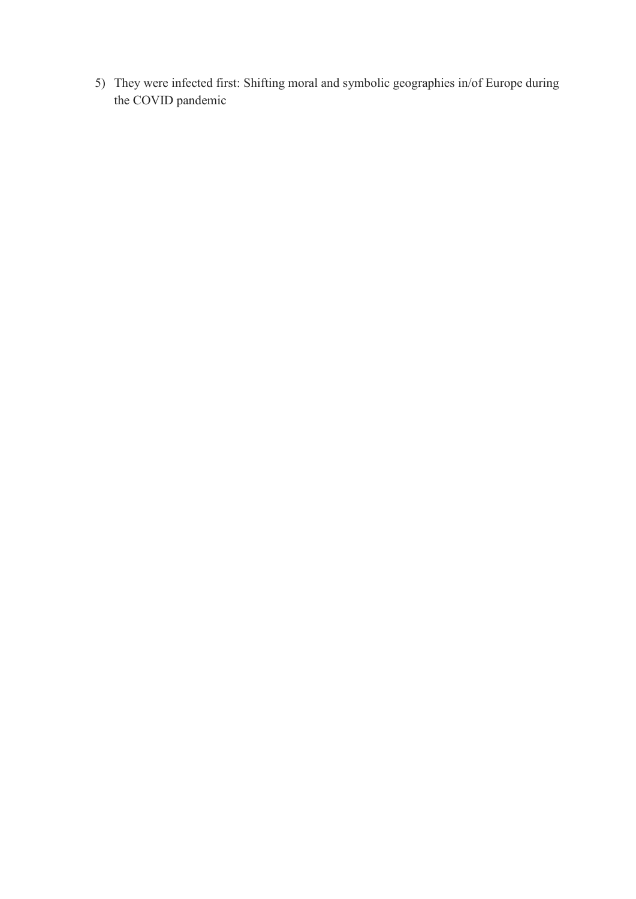5) They were infected first: Shifting moral and symbolic geographies in/of Europe during the COVID pandemic